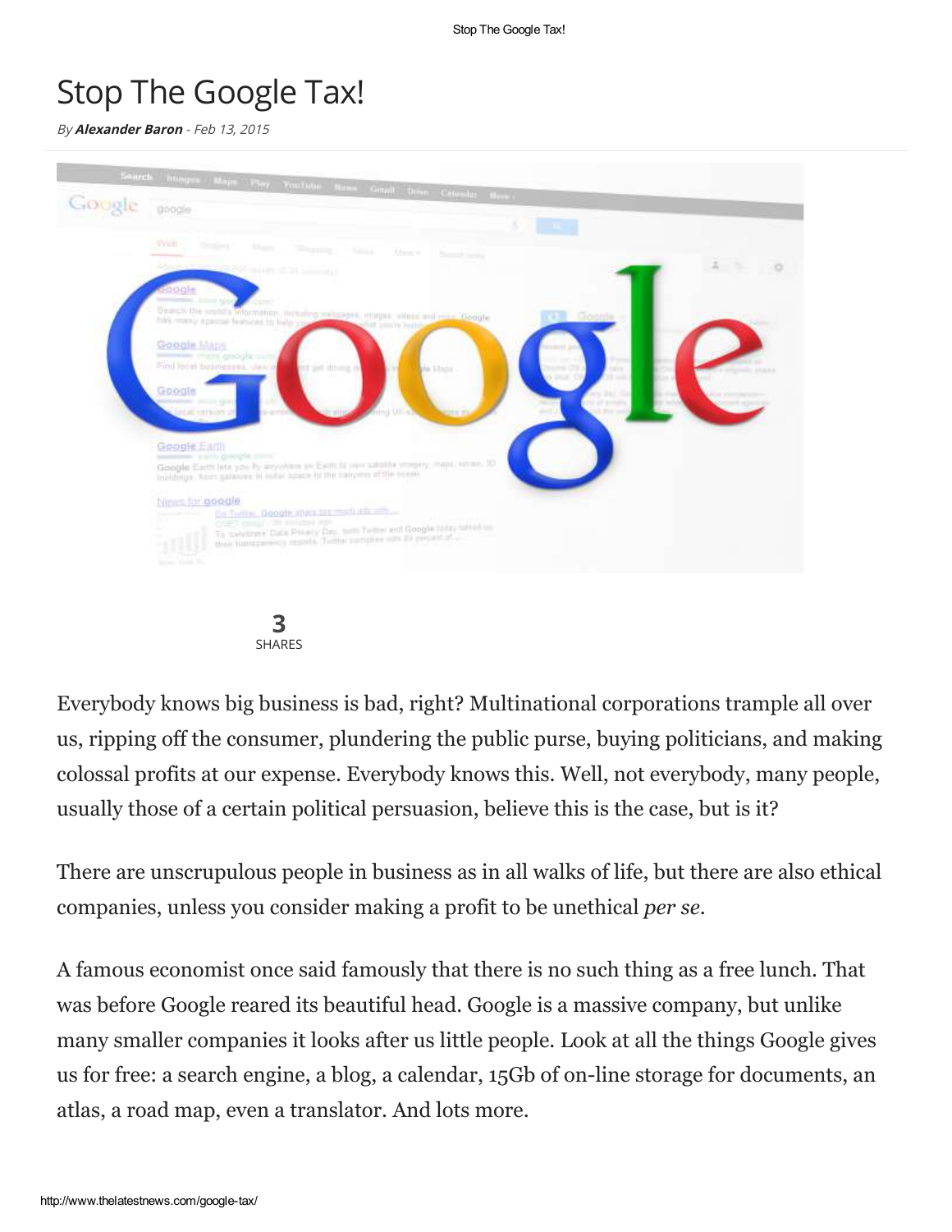# Stop The Google Tax!

By **Alexander Baron** - Feb 13, 2015

3
SHARES

Everybody knows big business is bad, right? Multinational corporations trample all over us, ripping off the consumer, plundering the public purse, buying politicians, and making colossal profits at our expense. Everybody knows this. Well, not everybody, many people, usually those of a certain political persuasion, believe this is the case, but is it?

There are unscrupulous people in business as in all walks of life, but there are also ethical companies, unless you consider making a profit to be unethical *per se*.

A famous economist once said famously that there is no such thing as a free lunch. That was before Google reared its beautiful head. Google is a massive company, but unlike many smaller companies it looks after us little people. Look at all the things Google gives us for free: a search engine, a blog, a calendar, 15Gb of on-line storage for documents, an atlas, a road map, even a translator. And lots more.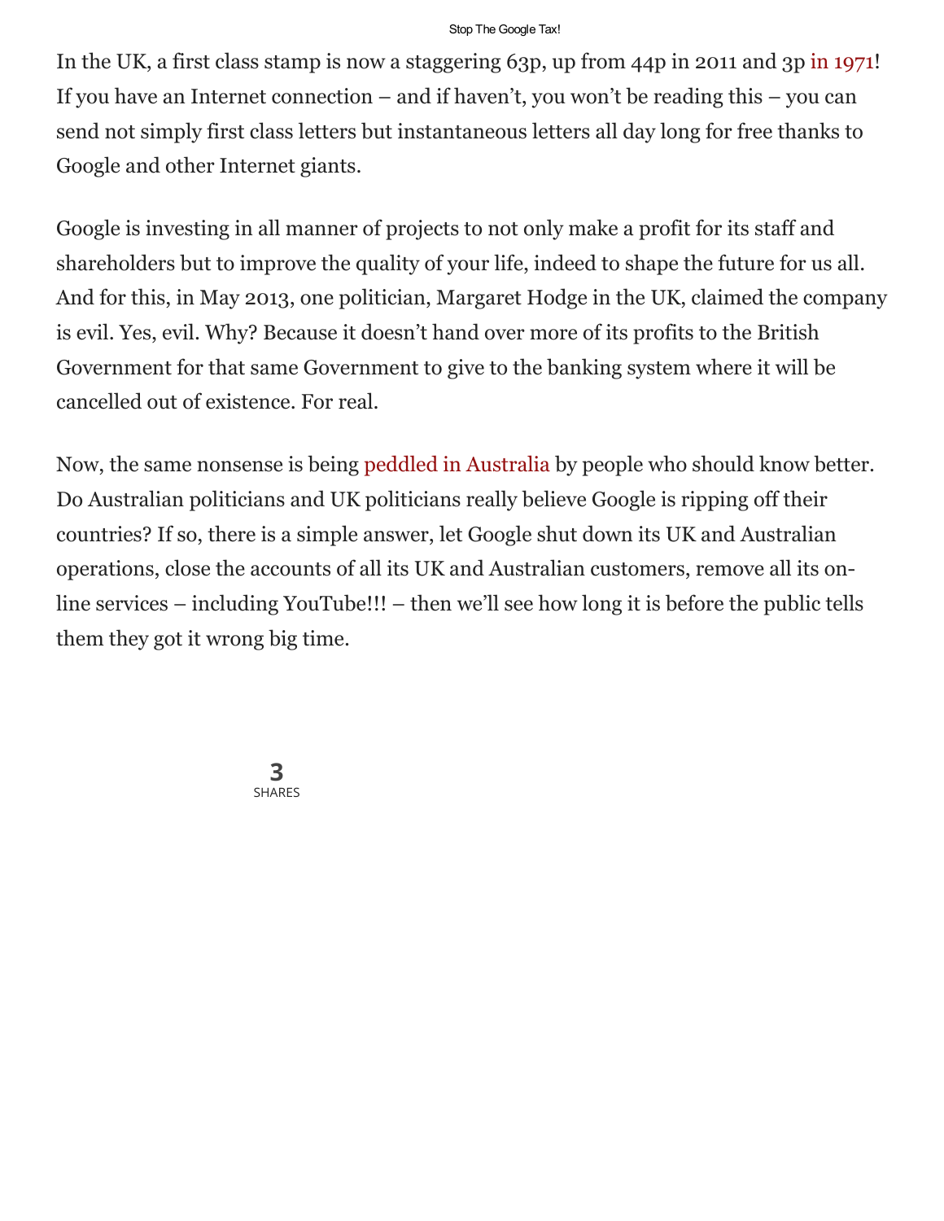In the UK, a first class stamp is now a staggering 63p, up from 44p in 2011 and 3p in 1971! If you have an Internet connection – and if haven't, you won't be reading this – you can send not simply first class letters but instantaneous letters all day long for free thanks to Google and other Internet giants.

Google is investing in all manner of projects to not only make a profit for its staff and shareholders but to improve the quality of your life, indeed to shape the future for us all. And for this, in May 2013, one politician, Margaret Hodge in the UK, claimed the company is evil. Yes, evil. Why? Because it doesn't hand over more of its profits to the British Government for that same Government to give to the banking system where it will be cancelled out of existence. For real.

Now, the same nonsense is being peddled in Australia by people who should know better. Do Australian politicians and UK politicians really believe Google is ripping off their countries? If so, there is a simple answer, let Google shut down its UK and Australian operations, close the accounts of all its UK and Australian customers, remove all its on-line services – including YouTube!!! – then we'll see how long it is before the public tells them they got it wrong big time.

3
SHARES